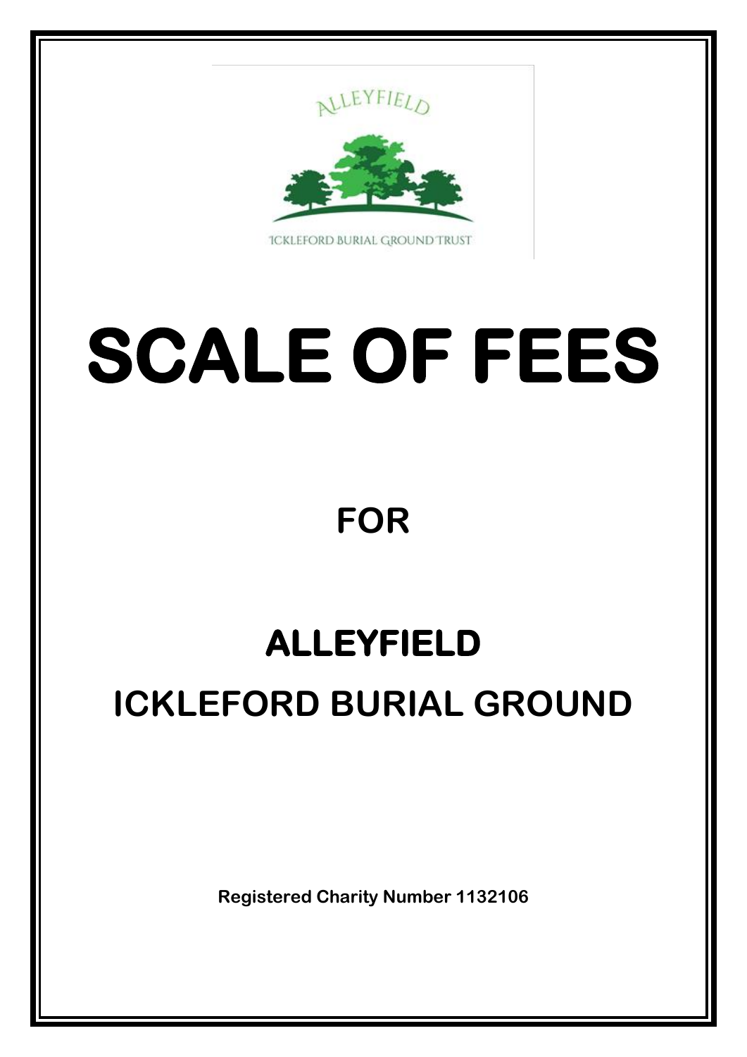# SCALE OF FEES

## FOR

## ALLEYFIELD

## ICKLEFORD BURIAL GROUND

**Registered Charity Number 1132106**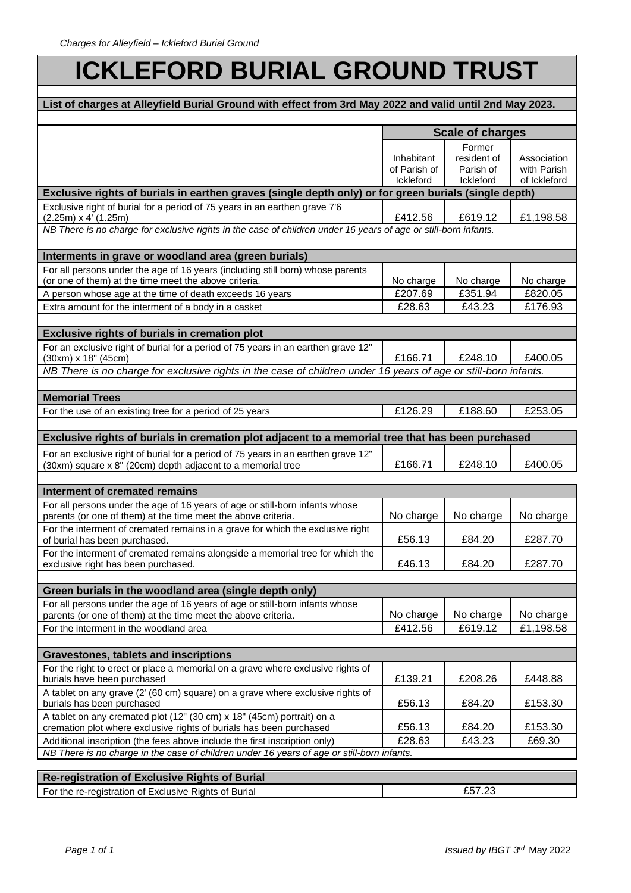# ICKLEFORD BURIAL GROUND TRUST

**List of charges at Alleyfield Burial Ground with effect from 3rd May 2022 and valid until 2nd May 2023.**

| | Scale of charges | | |
|---|---|---|---|
| | Inhabitant of Parish of Ickleford | Former resident of Parish of Ickleford | Association with Parish of Ickleford |
| **Exclusive rights of burials in earthen graves (single depth only) or for green burials (single depth)** | | | |
| Exclusive right of burial for a period of 75 years in an earthen grave 7'6 (2.25m) x 4' (1.25m) | £412.56 | £619.12 | £1,198.58 |
| *NB There is no charge for exclusive rights in the case of children under 16 years of age or still-born infants.* | | | |
| **Interments in grave or woodland area (green burials)** | | | |
| For all persons under the age of 16 years (including still born) whose parents (or one of them) at the time meet the above criteria. | No charge | No charge | No charge |
| A person whose age at the time of death exceeds 16 years | £207.69 | £351.94 | £820.05 |
| Extra amount for the interment of a body in a casket | £28.63 | £43.23 | £176.93 |
| **Exclusive rights of burials in cremation plot** | | | |
| For an exclusive right of burial for a period of 75 years in an earthen grave 12" (30xm) x 18" (45cm) | £166.71 | £248.10 | £400.05 |
| *NB There is no charge for exclusive rights in the case of children under 16 years of age or still-born infants.* | | | |
| **Memorial Trees** | | | |
| For the use of an existing tree for a period of 25 years | £126.29 | £188.60 | £253.05 |
| **Exclusive rights of burials in cremation plot adjacent to a memorial tree that has been purchased** | | | |
| For an exclusive right of burial for a period of 75 years in an earthen grave 12" (30xm) square x 8" (20cm) depth adjacent to a memorial tree | £166.71 | £248.10 | £400.05 |
| **Interment of cremated remains** | | | |
| For all persons under the age of 16 years of age or still-born infants whose parents (or one of them) at the time meet the above criteria. | No charge | No charge | No charge |
| For the interment of cremated remains in a grave for which the exclusive right of burial has been purchased. | £56.13 | £84.20 | £287.70 |
| For the interment of cremated remains alongside a memorial tree for which the exclusive right has been purchased. | £46.13 | £84.20 | £287.70 |
| **Green burials in the woodland area (single depth only)** | | | |
| For all persons under the age of 16 years of age or still-born infants whose parents (or one of them) at the time meet the above criteria. | No charge | No charge | No charge |
| For the interment in the woodland area | £412.56 | £619.12 | £1,198.58 |
| **Gravestones, tablets and inscriptions** | | | |
| For the right to erect or place a memorial on a grave where exclusive rights of burials have been purchased | £139.21 | £208.26 | £448.88 |
| A tablet on any grave (2' (60 cm) square) on a grave where exclusive rights of burials has been purchased | £56.13 | £84.20 | £153.30 |
| A tablet on any cremated plot (12" (30 cm) x 18" (45cm) portrait) on a cremation plot where exclusive rights of burials has been purchased | £56.13 | £84.20 | £153.30 |
| Additional inscription (the fees above include the first inscription only) | £28.63 | £43.23 | £69.30 |
| *NB There is no charge in the case of children under 16 years of age or still-born infants.* | | | |

| Re-registration of Exclusive Rights of Burial | |
|---|---|
| For the re-registration of Exclusive Rights of Burial | £57.23 |

*Issued by IBGT 3rd May 2022*